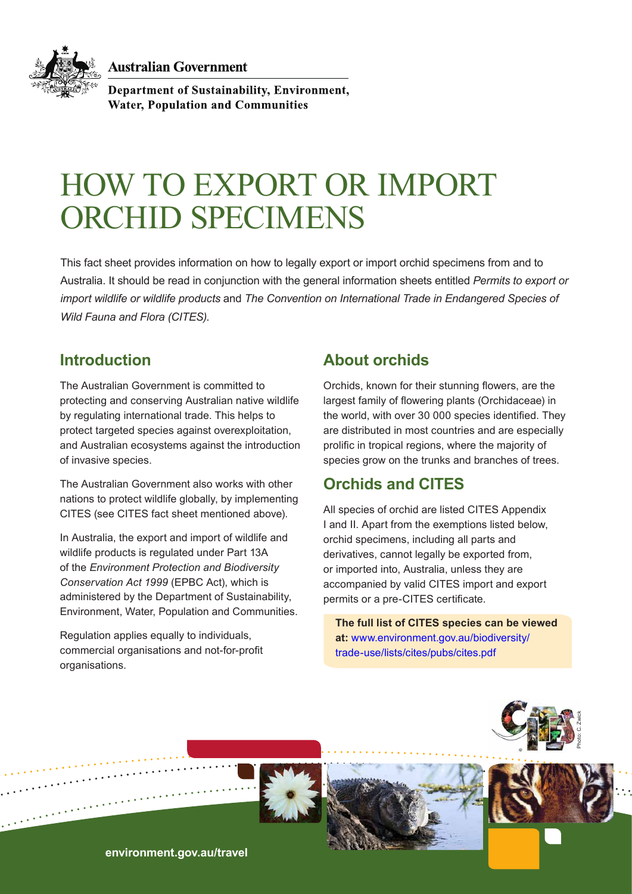Australian Government

Department of Sustainability, Environment, Water, Population and Communities

# HOW TO EXPORT OR IMPORT ORCHID SPECIMENS

This fact sheet provides information on how to legally export or import orchid specimens from and to Australia. It should be read in conjunction with the general information sheets entitled *Permits to export or import wildlife or wildlife products* and *The Convention on International Trade in Endangered Species of Wild Fauna and Flora (CITES)*.

## Introduction

The Australian Government is committed to protecting and conserving Australian native wildlife by regulating international trade. This helps to protect targeted species against overexploitation, and Australian ecosystems against the introduction of invasive species.

The Australian Government also works with other nations to protect wildlife globally, by implementing CITES (see CITES fact sheet mentioned above).

In Australia, the export and import of wildlife and wildlife products is regulated under Part 13A of the *Environment Protection and Biodiversity Conservation Act 1999* (EPBC Act), which is administered by the Department of Sustainability, Environment, Water, Population and Communities.

Regulation applies equally to individuals, commercial organisations and not-for-profit organisations.

## About orchids

Orchids, known for their stunning flowers, are the largest family of flowering plants (Orchidaceae) in the world, with over 30 000 species identified. They are distributed in most countries and are especially prolific in tropical regions, where the majority of species grow on the trunks and branches of trees.

## Orchids and CITES

All species of orchid are listed CITES Appendix I and II. Apart from the exemptions listed below, orchid specimens, including all parts and derivatives, cannot legally be exported from, or imported into, Australia, unless they are accompanied by valid CITES import and export permits or a pre-CITES certificate.

**The full list of CITES species can be viewed at:** www.environment.gov.au/biodiversity/trade-use/lists/cites/pubs/cites.pdf

Photo: C. Zwick

environment.gov.au/travel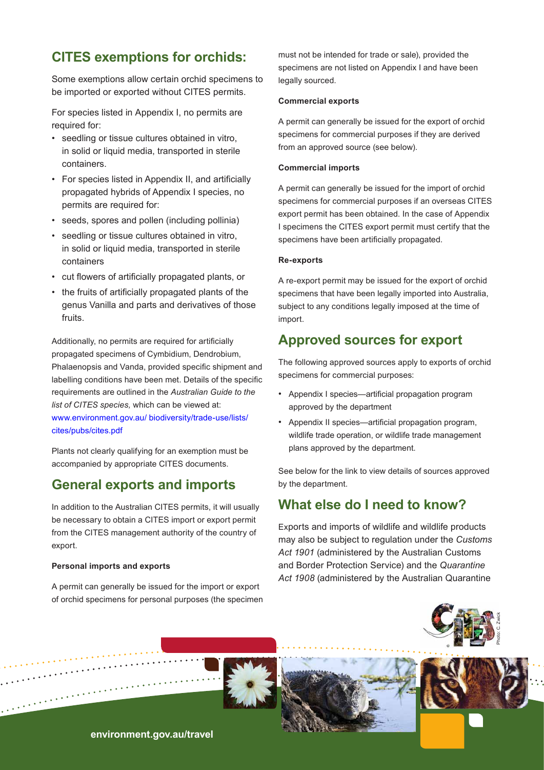## CITES exemptions for orchids:

Some exemptions allow certain orchid specimens to be imported or exported without CITES permits.

For species listed in Appendix I, no permits are required for:

- seedling or tissue cultures obtained in vitro, in solid or liquid media, transported in sterile containers.
- For species listed in Appendix II, and artificially propagated hybrids of Appendix I species, no permits are required for:
- seeds, spores and pollen (including pollinia)
- seedling or tissue cultures obtained in vitro, in solid or liquid media, transported in sterile containers
- cut flowers of artificially propagated plants, or
- the fruits of artificially propagated plants of the genus Vanilla and parts and derivatives of those fruits.

Additionally, no permits are required for artificially propagated specimens of Cymbidium, Dendrobium, Phalaenopsis and Vanda, provided specific shipment and labelling conditions have been met. Details of the specific requirements are outlined in the *Australian Guide to the list of CITES species,* which can be viewed at: www.environment.gov.au/ biodiversity/trade-use/lists/cites/pubs/cites.pdf

Plants not clearly qualifying for an exemption must be accompanied by appropriate CITES documents.

## General exports and imports

In addition to the Australian CITES permits, it will usually be necessary to obtain a CITES import or export permit from the CITES management authority of the country of export.

**Personal imports and exports**

A permit can generally be issued for the import or export of orchid specimens for personal purposes (the specimen must not be intended for trade or sale), provided the specimens are not listed on Appendix I and have been legally sourced.

**Commercial exports**

A permit can generally be issued for the export of orchid specimens for commercial purposes if they are derived from an approved source (see below).

**Commercial imports**

A permit can generally be issued for the import of orchid specimens for commercial purposes if an overseas CITES export permit has been obtained. In the case of Appendix I specimens the CITES export permit must certify that the specimens have been artificially propagated.

**Re-exports**

A re-export permit may be issued for the export of orchid specimens that have been legally imported into Australia, subject to any conditions legally imposed at the time of import.

## Approved sources for export

The following approved sources apply to exports of orchid specimens for commercial purposes:

- Appendix I species—artificial propagation program approved by the department
- Appendix II species—artificial propagation program, wildlife trade operation, or wildlife trade management plans approved by the department.

See below for the link to view details of sources approved by the department.

## What else do I need to know?

Exports and imports of wildlife and wildlife products may also be subject to regulation under the *Customs Act 1901* (administered by the Australian Customs and Border Protection Service) and the *Quarantine Act 1908* (administered by the Australian Quarantine

Photo: C. Zwick

environment.gov.au/travel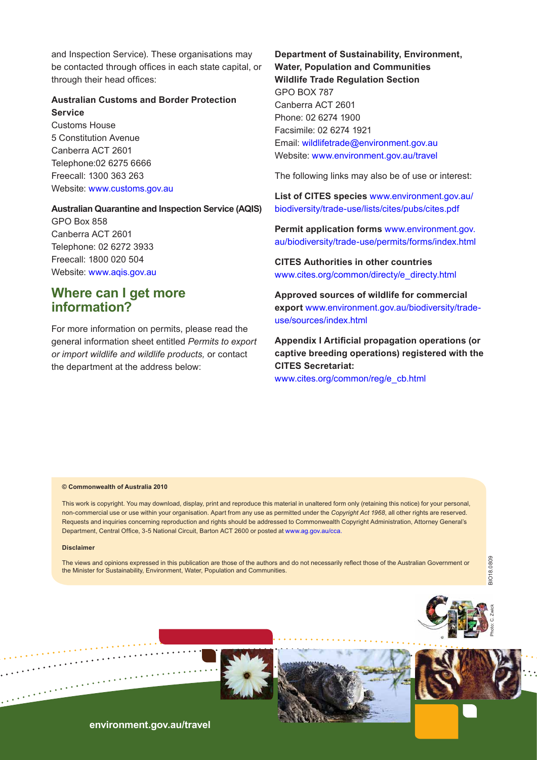and Inspection Service). These organisations may be contacted through offices in each state capital, or through their head offices:

**Australian Customs and Border Protection Service**
Customs House
5 Constitution Avenue
Canberra ACT 2601
Telephone:02 6275 6666
Freecall: 1300 363 263
Website: www.customs.gov.au

**Australian Quarantine and Inspection Service (AQIS)**
GPO Box 858
Canberra ACT 2601
Telephone: 02 6272 3933
Freecall: 1800 020 504
Website: www.aqis.gov.au

## Where can I get more information?

For more information on permits, please read the general information sheet entitled *Permits to export or import wildlife and wildlife products,* or contact the department at the address below:

**Department of Sustainability, Environment, Water, Population and Communities**
**Wildlife Trade Regulation Section**
GPO BOX 787
Canberra ACT 2601
Phone: 02 6274 1900
Facsimile: 02 6274 1921
Email: wildlifetrade@environment.gov.au
Website: www.environment.gov.au/travel

The following links may also be of use or interest:

**List of CITES species** www.environment.gov.au/biodiversity/trade-use/lists/cites/pubs/cites.pdf

**Permit application forms** www.environment.gov.au/biodiversity/trade-use/permits/forms/index.html

**CITES Authorities in other countries** www.cites.org/common/directy/e_directy.html

**Approved sources of wildlife for commercial export** www.environment.gov.au/biodiversity/trade-use/sources/index.html

**Appendix I Artificial propagation operations (or captive breeding operations) registered with the CITES Secretariat:**
www.cites.org/common/reg/e_cb.html

**© Commonwealth of Australia 2010**

This work is copyright. You may download, display, print and reproduce this material in unaltered form only (retaining this notice) for your personal, non-commercial use or use within your organisation. Apart from any use as permitted under the *Copyright Act 1968*, all other rights are reserved. Requests and inquiries concerning reproduction and rights should be addressed to Commonwealth Copyright Administration, Attorney General's Department, Central Office, 3-5 National Circuit, Barton ACT 2600 or posted at www.ag.gov.au/cca.

**Disclaimer**

The views and opinions expressed in this publication are those of the authors and do not necessarily reflect those of the Australian Government or the Minister for Sustainability, Environment, Water, Population and Communities.

BIO18.0809

Photo: C. Zwick

environment.gov.au/travel